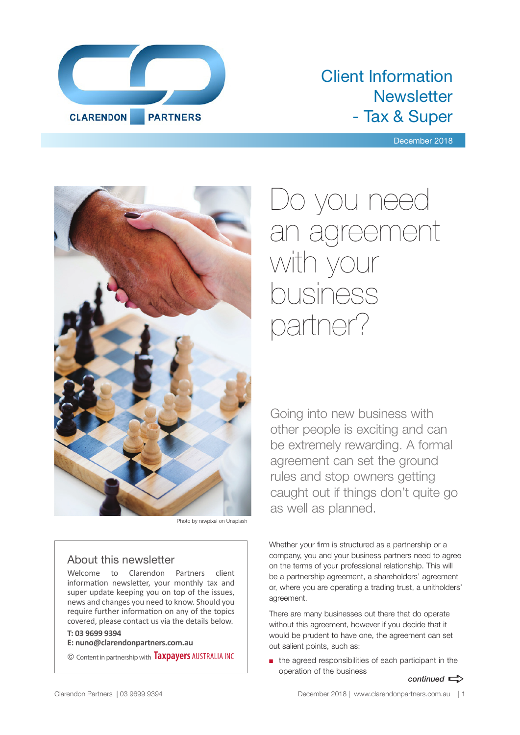CLARENDON PARTNERS

# Client Information Newsletter - Tax & Super

December 2018

Photo by rawpixel on Unsplash

## About this newsletter

Welcome to Clarendon Partners client information newsletter, your monthly tax and super update keeping you on top of the issues, news and changes you need to know. Should you require further information on any of the topics covered, please contact us via the details below.

**T: 03 9699 9394**
**E: nuno@clarendonpartners.com.au**

© Content in partnership with Taxpayers AUSTRALIA INC

# Do you need an agreement with your business partner?

Going into new business with other people is exciting and can be extremely rewarding. A formal agreement can set the ground rules and stop owners getting caught out if things don't quite go as well as planned.

Whether your firm is structured as a partnership or a company, you and your business partners need to agree on the terms of your professional relationship. This will be a partnership agreement, a shareholders' agreement or, where you are operating a trading trust, a unitholders' agreement.

There are many businesses out there that do operate without this agreement, however if you decide that it would be prudent to have one, the agreement can set out salient points, such as:

- the agreed responsibilities of each participant in the operation of the business

*continued*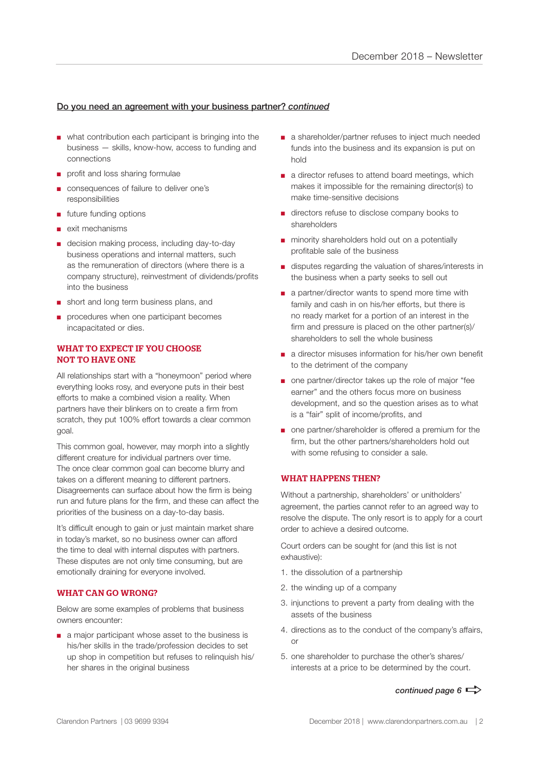Do you need an agreement with your business partner? *continued*

- what contribution each participant is bringing into the business — skills, know-how, access to funding and connections
- profit and loss sharing formulae
- consequences of failure to deliver one's responsibilities
- future funding options
- exit mechanisms
- decision making process, including day-to-day business operations and internal matters, such as the remuneration of directors (where there is a company structure), reinvestment of dividends/profits into the business
- short and long term business plans, and
- procedures when one participant becomes incapacitated or dies.

## WHAT TO EXPECT IF YOU CHOOSE NOT TO HAVE ONE

All relationships start with a "honeymoon" period where everything looks rosy, and everyone puts in their best efforts to make a combined vision a reality. When partners have their blinkers on to create a firm from scratch, they put 100% effort towards a clear common goal.

This common goal, however, may morph into a slightly different creature for individual partners over time. The once clear common goal can become blurry and takes on a different meaning to different partners. Disagreements can surface about how the firm is being run and future plans for the firm, and these can affect the priorities of the business on a day-to-day basis.

It's difficult enough to gain or just maintain market share in today's market, so no business owner can afford the time to deal with internal disputes with partners. These disputes are not only time consuming, but are emotionally draining for everyone involved.

## WHAT CAN GO WRONG?

Below are some examples of problems that business owners encounter:

- a major participant whose asset to the business is his/her skills in the trade/profession decides to set up shop in competition but refuses to relinquish his/her shares in the original business
- a shareholder/partner refuses to inject much needed funds into the business and its expansion is put on hold
- a director refuses to attend board meetings, which makes it impossible for the remaining director(s) to make time-sensitive decisions
- directors refuse to disclose company books to shareholders
- minority shareholders hold out on a potentially profitable sale of the business
- disputes regarding the valuation of shares/interests in the business when a party seeks to sell out
- a partner/director wants to spend more time with family and cash in on his/her efforts, but there is no ready market for a portion of an interest in the firm and pressure is placed on the other partner(s)/shareholders to sell the whole business
- a director misuses information for his/her own benefit to the detriment of the company
- one partner/director takes up the role of major "fee earner" and the others focus more on business development, and so the question arises as to what is a "fair" split of income/profits, and
- one partner/shareholder is offered a premium for the firm, but the other partners/shareholders hold out with some refusing to consider a sale.

## WHAT HAPPENS THEN?

Without a partnership, shareholders' or unitholders' agreement, the parties cannot refer to an agreed way to resolve the dispute. The only resort is to apply for a court order to achieve a desired outcome.

Court orders can be sought for (and this list is not exhaustive):

1. the dissolution of a partnership
2. the winding up of a company
3. injunctions to prevent a party from dealing with the assets of the business
4. directions as to the conduct of the company's affairs, or
5. one shareholder to purchase the other's shares/interests at a price to be determined by the court.

*continued page 6*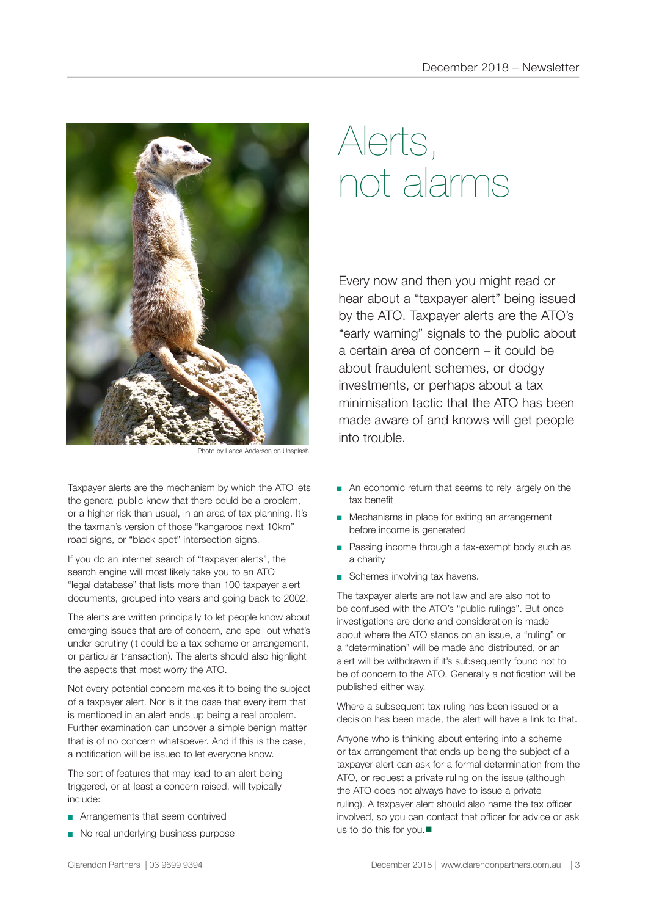# Alerts, not alarms

Photo by Lance Anderson on Unsplash

Every now and then you might read or hear about a "taxpayer alert" being issued by the ATO. Taxpayer alerts are the ATO's "early warning" signals to the public about a certain area of concern – it could be about fraudulent schemes, or dodgy investments, or perhaps about a tax minimisation tactic that the ATO has been made aware of and knows will get people into trouble.

Taxpayer alerts are the mechanism by which the ATO lets the general public know that there could be a problem, or a higher risk than usual, in an area of tax planning. It's the taxman's version of those "kangaroos next 10km" road signs, or "black spot" intersection signs.

If you do an internet search of "taxpayer alerts", the search engine will most likely take you to an ATO "legal database" that lists more than 100 taxpayer alert documents, grouped into years and going back to 2002.

The alerts are written principally to let people know about emerging issues that are of concern, and spell out what's under scrutiny (it could be a tax scheme or arrangement, or particular transaction). The alerts should also highlight the aspects that most worry the ATO.

Not every potential concern makes it to being the subject of a taxpayer alert. Nor is it the case that every item that is mentioned in an alert ends up being a real problem. Further examination can uncover a simple benign matter that is of no concern whatsoever. And if this is the case, a notification will be issued to let everyone know.

The sort of features that may lead to an alert being triggered, or at least a concern raised, will typically include:

- Arrangements that seem contrived
- No real underlying business purpose
- An economic return that seems to rely largely on the tax benefit
- Mechanisms in place for exiting an arrangement before income is generated
- Passing income through a tax-exempt body such as a charity
- Schemes involving tax havens.

The taxpayer alerts are not law and are also not to be confused with the ATO's "public rulings". But once investigations are done and consideration is made about where the ATO stands on an issue, a "ruling" or a "determination" will be made and distributed, or an alert will be withdrawn if it's subsequently found not to be of concern to the ATO. Generally a notification will be published either way.

Where a subsequent tax ruling has been issued or a decision has been made, the alert will have a link to that.

Anyone who is thinking about entering into a scheme or tax arrangement that ends up being the subject of a taxpayer alert can ask for a formal determination from the ATO, or request a private ruling on the issue (although the ATO does not always have to issue a private ruling). A taxpayer alert should also name the tax officer involved, so you can contact that officer for advice or ask us to do this for you. ■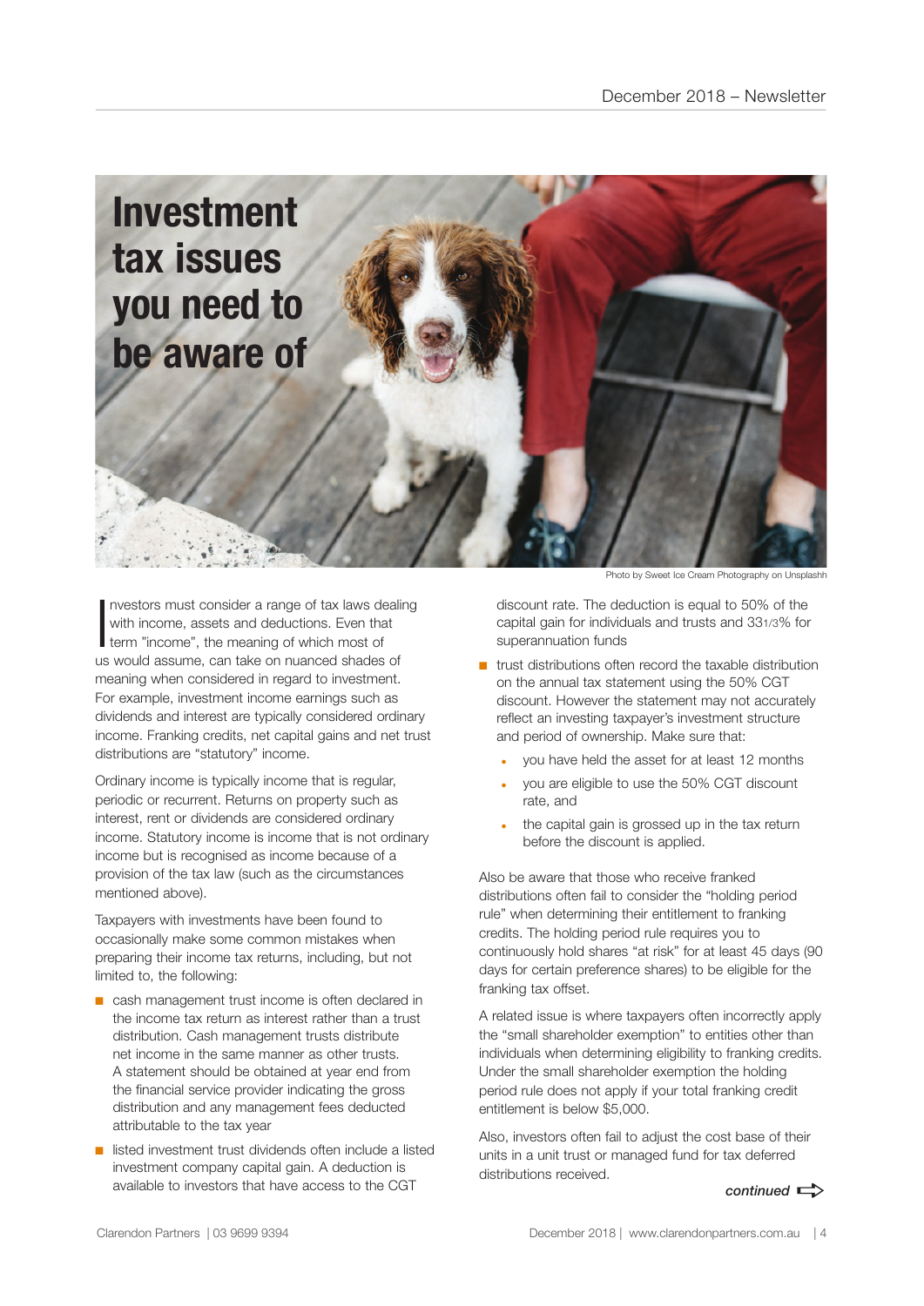# Investment tax issues you need to be aware of

Photo by Sweet Ice Cream Photography on Unsplashh

Investors must consider a range of tax laws dealing with income, assets and deductions. Even that term "income", the meaning of which most of us would assume, can take on nuanced shades of meaning when considered in regard to investment. For example, investment income earnings such as dividends and interest are typically considered ordinary income. Franking credits, net capital gains and net trust distributions are "statutory" income.

Ordinary income is typically income that is regular, periodic or recurrent. Returns on property such as interest, rent or dividends are considered ordinary income. Statutory income is income that is not ordinary income but is recognised as income because of a provision of the tax law (such as the circumstances mentioned above).

Taxpayers with investments have been found to occasionally make some common mistakes when preparing their income tax returns, including, but not limited to, the following:

- cash management trust income is often declared in the income tax return as interest rather than a trust distribution. Cash management trusts distribute net income in the same manner as other trusts. A statement should be obtained at year end from the financial service provider indicating the gross distribution and any management fees deducted attributable to the tax year
- listed investment trust dividends often include a listed investment company capital gain. A deduction is available to investors that have access to the CGT discount rate. The deduction is equal to 50% of the capital gain for individuals and trusts and 33 1/3% for superannuation funds
- trust distributions often record the taxable distribution on the annual tax statement using the 50% CGT discount. However the statement may not accurately reflect an investing taxpayer's investment structure and period of ownership. Make sure that:
  - you have held the asset for at least 12 months
  - you are eligible to use the 50% CGT discount rate, and
  - the capital gain is grossed up in the tax return before the discount is applied.

Also be aware that those who receive franked distributions often fail to consider the "holding period rule" when determining their entitlement to franking credits. The holding period rule requires you to continuously hold shares "at risk" for at least 45 days (90 days for certain preference shares) to be eligible for the franking tax offset.

A related issue is where taxpayers often incorrectly apply the "small shareholder exemption" to entities other than individuals when determining eligibility to franking credits. Under the small shareholder exemption the holding period rule does not apply if your total franking credit entitlement is below $5,000.

Also, investors often fail to adjust the cost base of their units in a unit trust or managed fund for tax deferred distributions received.

*continued*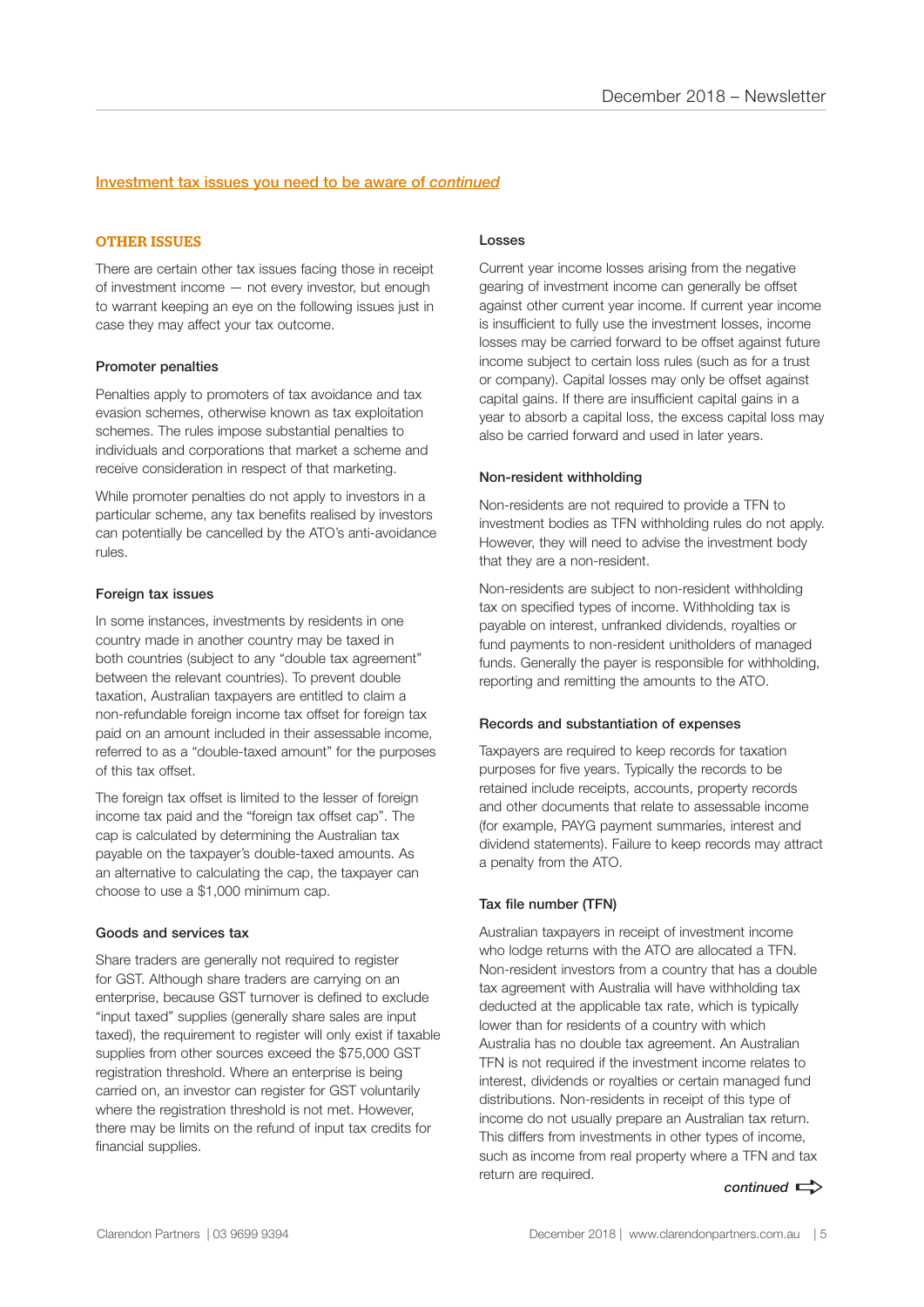## *Investment tax issues you need to be aware of continued*

### OTHER ISSUES

There are certain other tax issues facing those in receipt of investment income — not every investor, but enough to warrant keeping an eye on the following issues just in case they may affect your tax outcome.

#### Promoter penalties

Penalties apply to promoters of tax avoidance and tax evasion schemes, otherwise known as tax exploitation schemes. The rules impose substantial penalties to individuals and corporations that market a scheme and receive consideration in respect of that marketing.

While promoter penalties do not apply to investors in a particular scheme, any tax benefits realised by investors can potentially be cancelled by the ATO's anti-avoidance rules.

#### Foreign tax issues

In some instances, investments by residents in one country made in another country may be taxed in both countries (subject to any "double tax agreement" between the relevant countries). To prevent double taxation, Australian taxpayers are entitled to claim a non-refundable foreign income tax offset for foreign tax paid on an amount included in their assessable income, referred to as a "double-taxed amount" for the purposes of this tax offset.

The foreign tax offset is limited to the lesser of foreign income tax paid and the "foreign tax offset cap". The cap is calculated by determining the Australian tax payable on the taxpayer's double-taxed amounts. As an alternative to calculating the cap, the taxpayer can choose to use a $1,000 minimum cap.

#### Goods and services tax

Share traders are generally not required to register for GST. Although share traders are carrying on an enterprise, because GST turnover is defined to exclude "input taxed" supplies (generally share sales are input taxed), the requirement to register will only exist if taxable supplies from other sources exceed the $75,000 GST registration threshold. Where an enterprise is being carried on, an investor can register for GST voluntarily where the registration threshold is not met. However, there may be limits on the refund of input tax credits for financial supplies.

#### Losses

Current year income losses arising from the negative gearing of investment income can generally be offset against other current year income. If current year income is insufficient to fully use the investment losses, income losses may be carried forward to be offset against future income subject to certain loss rules (such as for a trust or company). Capital losses may only be offset against capital gains. If there are insufficient capital gains in a year to absorb a capital loss, the excess capital loss may also be carried forward and used in later years.

#### Non-resident withholding

Non-residents are not required to provide a TFN to investment bodies as TFN withholding rules do not apply. However, they will need to advise the investment body that they are a non-resident.

Non-residents are subject to non-resident withholding tax on specified types of income. Withholding tax is payable on interest, unfranked dividends, royalties or fund payments to non-resident unitholders of managed funds. Generally the payer is responsible for withholding, reporting and remitting the amounts to the ATO.

#### Records and substantiation of expenses

Taxpayers are required to keep records for taxation purposes for five years. Typically the records to be retained include receipts, accounts, property records and other documents that relate to assessable income (for example, PAYG payment summaries, interest and dividend statements). Failure to keep records may attract a penalty from the ATO.

#### Tax file number (TFN)

Australian taxpayers in receipt of investment income who lodge returns with the ATO are allocated a TFN. Non-resident investors from a country that has a double tax agreement with Australia will have withholding tax deducted at the applicable tax rate, which is typically lower than for residents of a country with which Australia has no double tax agreement. An Australian TFN is not required if the investment income relates to interest, dividends or royalties or certain managed fund distributions. Non-residents in receipt of this type of income do not usually prepare an Australian tax return. This differs from investments in other types of income, such as income from real property where a TFN and tax return are required.

*continued*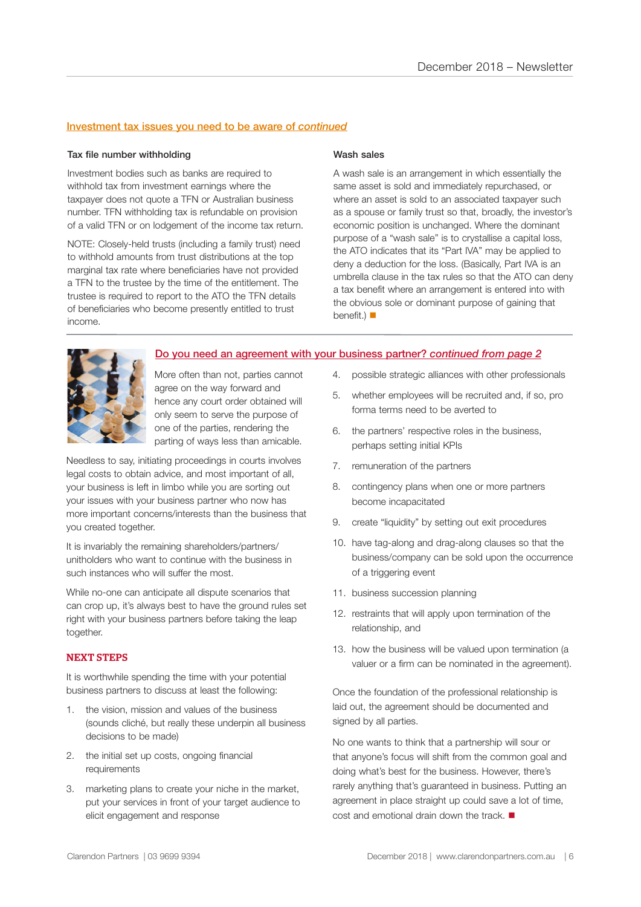## Investment tax issues you need to be aware of *continued*

### Tax file number withholding

Investment bodies such as banks are required to withhold tax from investment earnings where the taxpayer does not quote a TFN or Australian business number. TFN withholding tax is refundable on provision of a valid TFN or on lodgement of the income tax return.

NOTE: Closely-held trusts (including a family trust) need to withhold amounts from trust distributions at the top marginal tax rate where beneficiaries have not provided a TFN to the trustee by the time of the entitlement. The trustee is required to report to the ATO the TFN details of beneficiaries who become presently entitled to trust income.

### Wash sales

A wash sale is an arrangement in which essentially the same asset is sold and immediately repurchased, or where an asset is sold to an associated taxpayer such as a spouse or family trust so that, broadly, the investor's economic position is unchanged. Where the dominant purpose of a "wash sale" is to crystallise a capital loss, the ATO indicates that its "Part IVA" may be applied to deny a deduction for the loss. (Basically, Part IVA is an umbrella clause in the tax rules so that the ATO can deny a tax benefit where an arrangement is entered into with the obvious sole or dominant purpose of gaining that benefit.) ■

## Do you need an agreement with your business partner? *continued from page 2*

More often than not, parties cannot agree on the way forward and hence any court order obtained will only seem to serve the purpose of one of the parties, rendering the parting of ways less than amicable.

Needless to say, initiating proceedings in courts involves legal costs to obtain advice, and most important of all, your business is left in limbo while you are sorting out your issues with your business partner who now has more important concerns/interests than the business that you created together.

It is invariably the remaining shareholders/partners/unitholders who want to continue with the business in such instances who will suffer the most.

While no-one can anticipate all dispute scenarios that can crop up, it's always best to have the ground rules set right with your business partners before taking the leap together.

### NEXT STEPS

It is worthwhile spending the time with your potential business partners to discuss at least the following:

1. the vision, mission and values of the business (sounds cliché, but really these underpin all business decisions to be made)
2. the initial set up costs, ongoing financial requirements
3. marketing plans to create your niche in the market, put your services in front of your target audience to elicit engagement and response
4. possible strategic alliances with other professionals
5. whether employees will be recruited and, if so, pro forma terms need to be averted to
6. the partners' respective roles in the business, perhaps setting initial KPIs
7. remuneration of the partners
8. contingency plans when one or more partners become incapacitated
9. create "liquidity" by setting out exit procedures
10. have tag-along and drag-along clauses so that the business/company can be sold upon the occurrence of a triggering event
11. business succession planning
12. restraints that will apply upon termination of the relationship, and
13. how the business will be valued upon termination (a valuer or a firm can be nominated in the agreement).

Once the foundation of the professional relationship is laid out, the agreement should be documented and signed by all parties.

No one wants to think that a partnership will sour or that anyone's focus will shift from the common goal and doing what's best for the business. However, there's rarely anything that's guaranteed in business. Putting an agreement in place straight up could save a lot of time, cost and emotional drain down the track. ■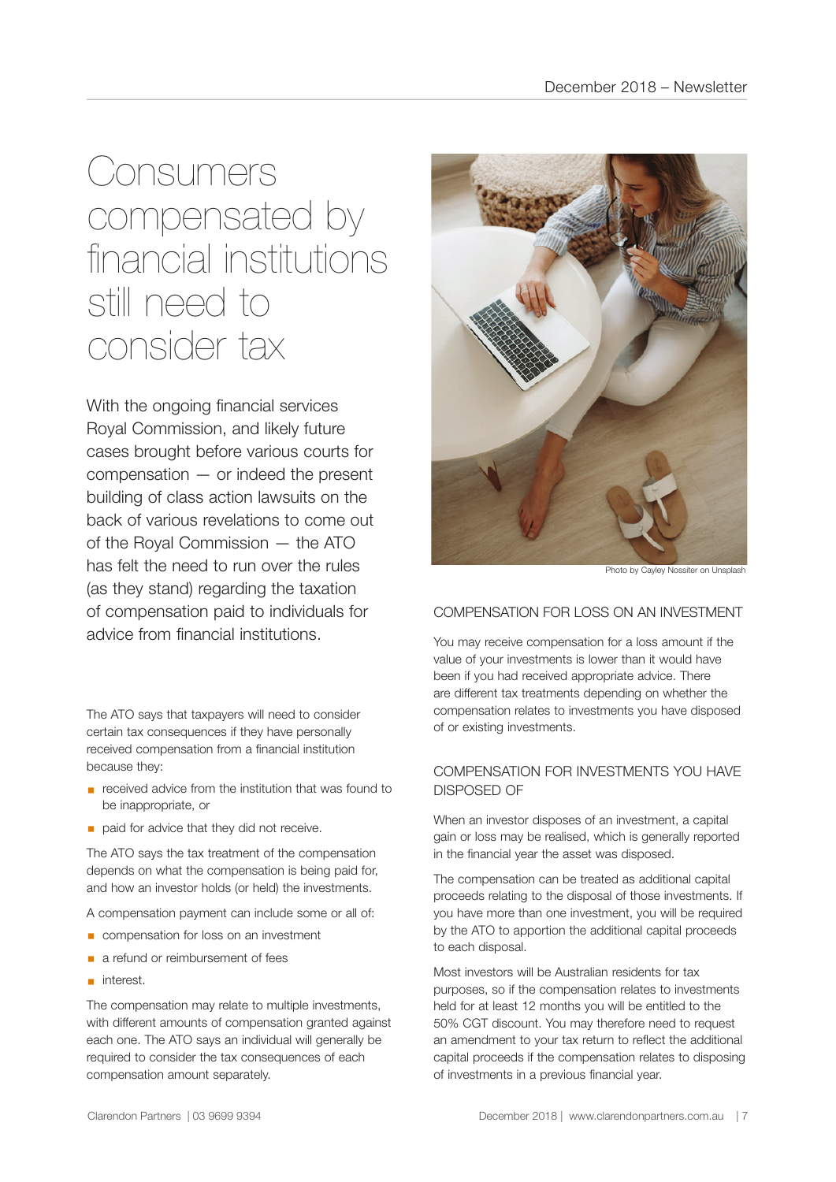# Consumers compensated by financial institutions still need to consider tax

With the ongoing financial services Royal Commission, and likely future cases brought before various courts for compensation — or indeed the present building of class action lawsuits on the back of various revelations to come out of the Royal Commission — the ATO has felt the need to run over the rules (as they stand) regarding the taxation of compensation paid to individuals for advice from financial institutions.

The ATO says that taxpayers will need to consider certain tax consequences if they have personally received compensation from a financial institution because they:

- received advice from the institution that was found to be inappropriate, or
- paid for advice that they did not receive.

The ATO says the tax treatment of the compensation depends on what the compensation is being paid for, and how an investor holds (or held) the investments.

A compensation payment can include some or all of:

- compensation for loss on an investment
- a refund or reimbursement of fees
- interest.

The compensation may relate to multiple investments, with different amounts of compensation granted against each one. The ATO says an individual will generally be required to consider the tax consequences of each compensation amount separately.

Photo by Cayley Nossiter on Unsplash

## COMPENSATION FOR LOSS ON AN INVESTMENT

You may receive compensation for a loss amount if the value of your investments is lower than it would have been if you had received appropriate advice. There are different tax treatments depending on whether the compensation relates to investments you have disposed of or existing investments.

## COMPENSATION FOR INVESTMENTS YOU HAVE DISPOSED OF

When an investor disposes of an investment, a capital gain or loss may be realised, which is generally reported in the financial year the asset was disposed.

The compensation can be treated as additional capital proceeds relating to the disposal of those investments. If you have more than one investment, you will be required by the ATO to apportion the additional capital proceeds to each disposal.

Most investors will be Australian residents for tax purposes, so if the compensation relates to investments held for at least 12 months you will be entitled to the 50% CGT discount. You may therefore need to request an amendment to your tax return to reflect the additional capital proceeds if the compensation relates to disposing of investments in a previous financial year.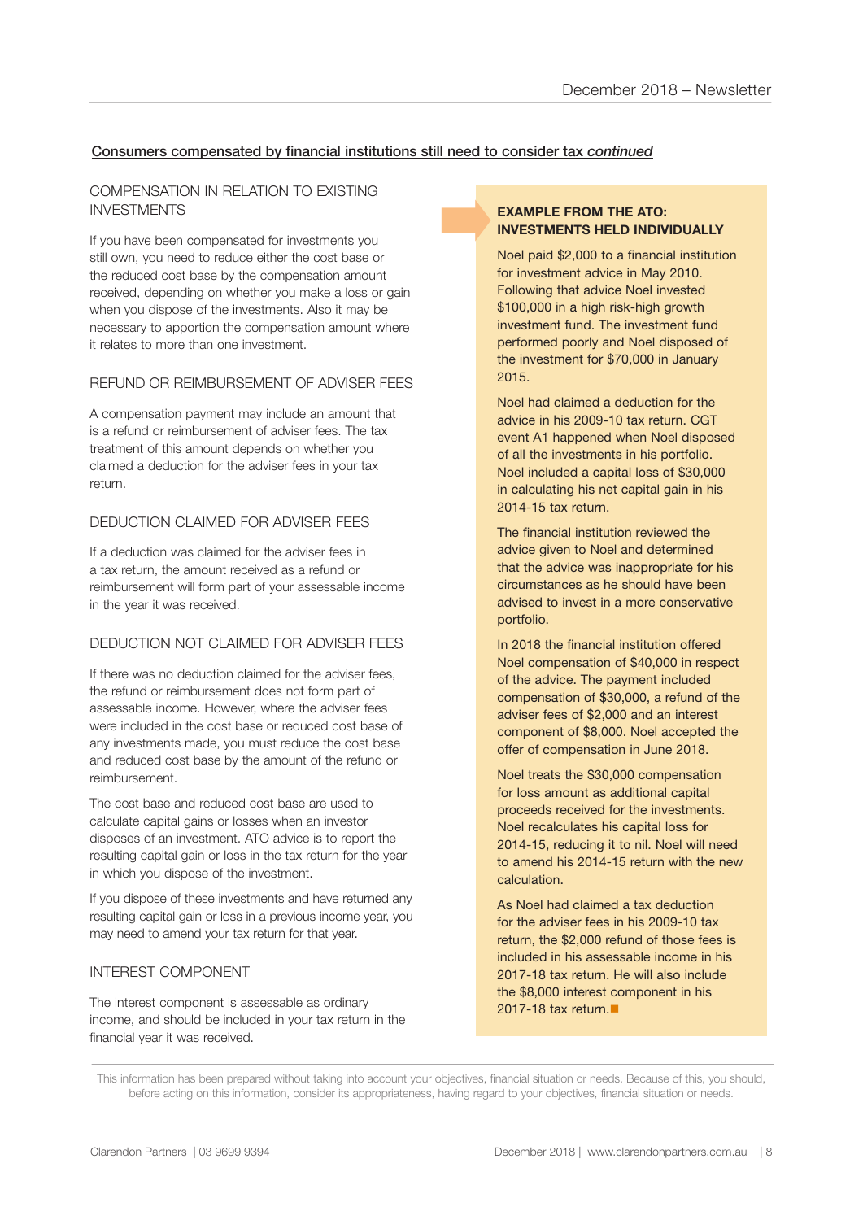## Consumers compensated by financial institutions still need to consider tax *continued*

### COMPENSATION IN RELATION TO EXISTING INVESTMENTS

If you have been compensated for investments you still own, you need to reduce either the cost base or the reduced cost base by the compensation amount received, depending on whether you make a loss or gain when you dispose of the investments. Also it may be necessary to apportion the compensation amount where it relates to more than one investment.

### REFUND OR REIMBURSEMENT OF ADVISER FEES

A compensation payment may include an amount that is a refund or reimbursement of adviser fees. The tax treatment of this amount depends on whether you claimed a deduction for the adviser fees in your tax return.

### DEDUCTION CLAIMED FOR ADVISER FEES

If a deduction was claimed for the adviser fees in a tax return, the amount received as a refund or reimbursement will form part of your assessable income in the year it was received.

### DEDUCTION NOT CLAIMED FOR ADVISER FEES

If there was no deduction claimed for the adviser fees, the refund or reimbursement does not form part of assessable income. However, where the adviser fees were included in the cost base or reduced cost base of any investments made, you must reduce the cost base and reduced cost base by the amount of the refund or reimbursement.

The cost base and reduced cost base are used to calculate capital gains or losses when an investor disposes of an investment. ATO advice is to report the resulting capital gain or loss in the tax return for the year in which you dispose of the investment.

If you dispose of these investments and have returned any resulting capital gain or loss in a previous income year, you may need to amend your tax return for that year.

### INTEREST COMPONENT

The interest component is assessable as ordinary income, and should be included in your tax return in the financial year it was received.

**EXAMPLE FROM THE ATO: INVESTMENTS HELD INDIVIDUALLY**

Noel paid $2,000 to a financial institution for investment advice in May 2010. Following that advice Noel invested $100,000 in a high risk-high growth investment fund. The investment fund performed poorly and Noel disposed of the investment for $70,000 in January 2015.

Noel had claimed a deduction for the advice in his 2009-10 tax return. CGT event A1 happened when Noel disposed of all the investments in his portfolio. Noel included a capital loss of $30,000 in calculating his net capital gain in his 2014-15 tax return.

The financial institution reviewed the advice given to Noel and determined that the advice was inappropriate for his circumstances as he should have been advised to invest in a more conservative portfolio.

In 2018 the financial institution offered Noel compensation of $40,000 in respect of the advice. The payment included compensation of $30,000, a refund of the adviser fees of $2,000 and an interest component of $8,000. Noel accepted the offer of compensation in June 2018.

Noel treats the $30,000 compensation for loss amount as additional capital proceeds received for the investments. Noel recalculates his capital loss for 2014-15, reducing it to nil. Noel will need to amend his 2014-15 return with the new calculation.

As Noel had claimed a tax deduction for the adviser fees in his 2009-10 tax return, the $2,000 refund of those fees is included in his assessable income in his 2017-18 tax return. He will also include the $8,000 interest component in his 2017-18 tax return. ■

This information has been prepared without taking into account your objectives, financial situation or needs. Because of this, you should, before acting on this information, consider its appropriateness, having regard to your objectives, financial situation or needs.